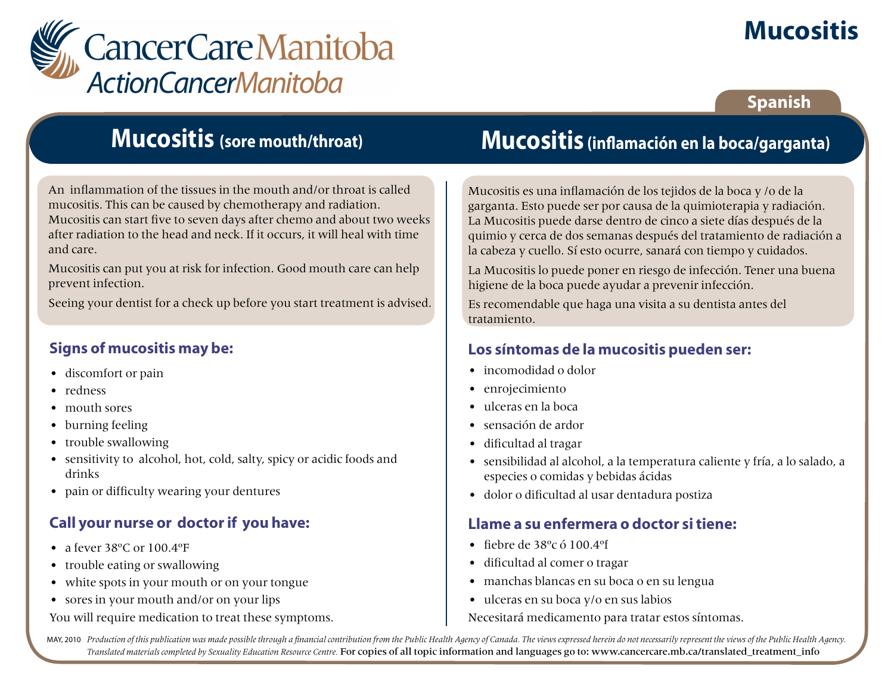CancerCare Manitoba
ActionCancerManitoba

# Mucositis

Spanish

## Mucositis (sore mouth/throat)

An inflammation of the tissues in the mouth and/or throat is called mucositis. This can be caused by chemotherapy and radiation. Mucositis can start five to seven days after chemo and about two weeks after radiation to the head and neck. If it occurs, it will heal with time and care.

Mucositis can put you at risk for infection. Good mouth care can help prevent infection.

Seeing your dentist for a check up before you start treatment is advised.

### Signs of mucositis may be:

- discomfort or pain
- redness
- mouth sores
- burning feeling
- trouble swallowing
- sensitivity to alcohol, hot, cold, salty, spicy or acidic foods and drinks
- pain or difficulty wearing your dentures

### Call your nurse or doctor if you have:

- a fever 38ºC or 100.4ºF
- trouble eating or swallowing
- white spots in your mouth or on your tongue
- sores in your mouth and/or on your lips

You will require medication to treat these symptoms.

## Mucositis (inflamación en la boca/garganta)

Mucositis es una inflamación de los tejidos de la boca y /o de la garganta. Esto puede ser por causa de la quimioterapia y radiación. La Mucositis puede darse dentro de cinco a siete días después de la quimio y cerca de dos semanas después del tratamiento de radiación a la cabeza y cuello. Sí esto ocurre, sanará con tiempo y cuidados.

La Mucositis lo puede poner en riesgo de infección. Tener una buena higiene de la boca puede ayudar a prevenir infección.

Es recomendable que haga una visita a su dentista antes del tratamiento.

### Los síntomas de la mucositis pueden ser:

- incomodidad o dolor
- enrojecimiento
- ulceras en la boca
- sensación de ardor
- dificultad al tragar
- sensibilidad al alcohol, a la temperatura caliente y fría, a lo salado, a especies o comidas y bebidas ácidas
- dolor o dificultad al usar dentadura postiza

### Llame a su enfermera o doctor si tiene:

- fiebre de 38ºc ó 100.4ºf
- dificultad al comer o tragar
- manchas blancas en su boca o en su lengua
- ulceras en su boca y/o en sus labios

Necesitará medicamento para tratar estos síntomas.

MAY, 2010 *Production of this publication was made possible through a financial contribution from the Public Health Agency of Canada. The views expressed herein do not necessarily represent the views of the Public Health Agency. Translated materials completed by Sexuality Education Resource Centre.* For copies of all topic information and languages go to: www.cancercare.mb.ca/translated_treatment_info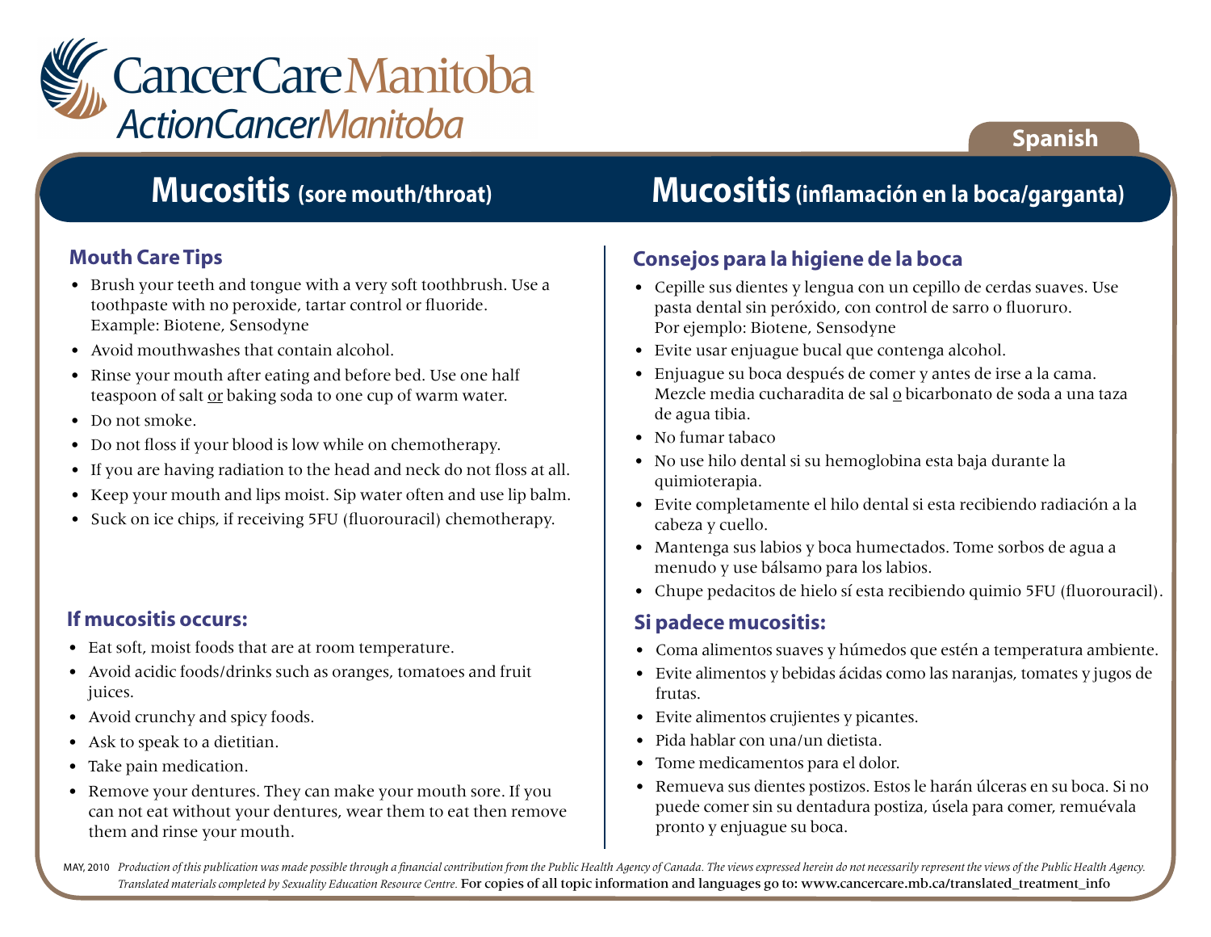CancerCare Manitoba
ActionCancerManitoba

Spanish

# Mucositis (sore mouth/throat)

## Mouth Care Tips

- Brush your teeth and tongue with a very soft toothbrush. Use a toothpaste with no peroxide, tartar control or fluoride. Example: Biotene, Sensodyne
- Avoid mouthwashes that contain alcohol.
- Rinse your mouth after eating and before bed. Use one half teaspoon of salt <u>or</u> baking soda to one cup of warm water.
- Do not smoke.
- Do not floss if your blood is low while on chemotherapy.
- If you are having radiation to the head and neck do not floss at all.
- Keep your mouth and lips moist. Sip water often and use lip balm.
- Suck on ice chips, if receiving 5FU (fluorouracil) chemotherapy.

## If mucositis occurs:

- Eat soft, moist foods that are at room temperature.
- Avoid acidic foods/drinks such as oranges, tomatoes and fruit juices.
- Avoid crunchy and spicy foods.
- Ask to speak to a dietitian.
- Take pain medication.
- Remove your dentures. They can make your mouth sore. If you can not eat without your dentures, wear them to eat then remove them and rinse your mouth.

# Mucositis (inflamación en la boca/garganta)

## Consejos para la higiene de la boca

- Cepille sus dientes y lengua con un cepillo de cerdas suaves. Use pasta dental sin peróxido, con control de sarro o fluoruro. Por ejemplo: Biotene, Sensodyne
- Evite usar enjuague bucal que contenga alcohol.
- Enjuague su boca después de comer y antes de irse a la cama. Mezcle media cucharadita de sal <u>o</u> bicarbonato de soda a una taza de agua tibia.
- No fumar tabaco
- No use hilo dental si su hemoglobina esta baja durante la quimioterapia.
- Evite completamente el hilo dental si esta recibiendo radiación a la cabeza y cuello.
- Mantenga sus labios y boca humectados. Tome sorbos de agua a menudo y use bálsamo para los labios.
- Chupe pedacitos de hielo sí esta recibiendo quimio 5FU (fluorouracil).

## Si padece mucositis:

- Coma alimentos suaves y húmedos que estén a temperatura ambiente.
- Evite alimentos y bebidas ácidas como las naranjas, tomates y jugos de frutas.
- Evite alimentos crujientes y picantes.
- Pida hablar con una/un dietista.
- Tome medicamentos para el dolor.
- Remueva sus dientes postizos. Estos le harán úlceras en su boca. Si no puede comer sin su dentadura postiza, úsela para comer, remuévala pronto y enjuague su boca.

MAY, 2010 *Production of this publication was made possible through a financial contribution from the Public Health Agency of Canada. The views expressed herein do not necessarily represent the views of the Public Health Agency. Translated materials completed by Sexuality Education Resource Centre.* For copies of all topic information and languages go to: www.cancercare.mb.ca/translated_treatment_info